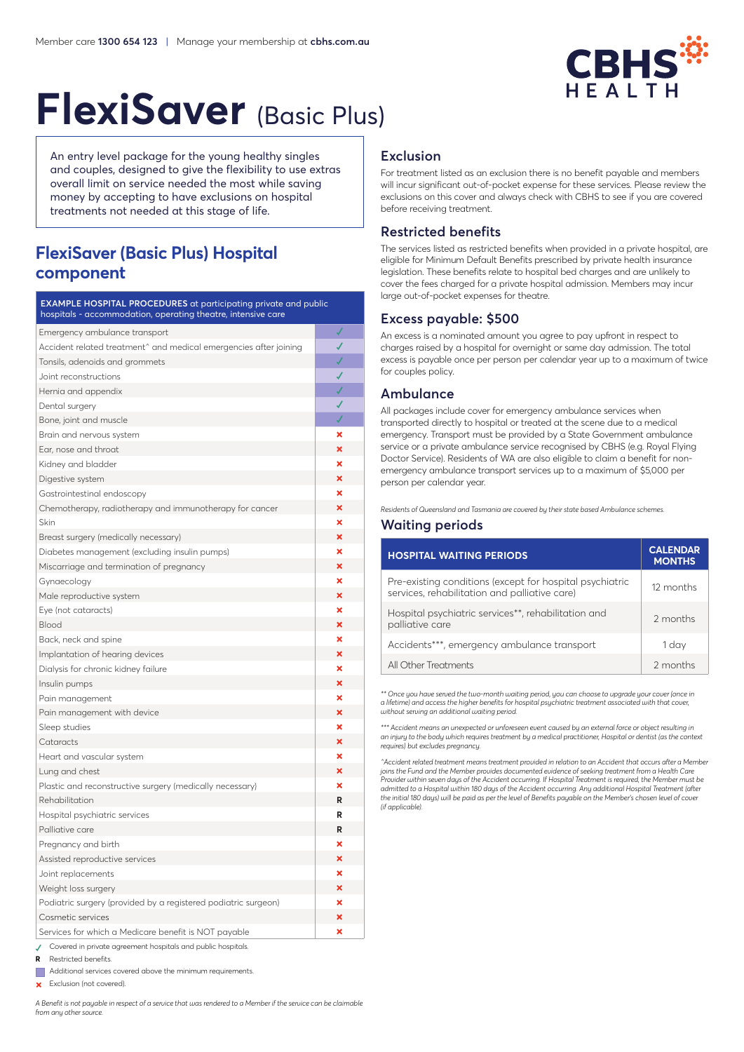# FlexiSaver (Basic Plus)

An entry level package for the young healthy singles and couples, designed to give the flexibility to use extras overall limit on service needed the most while saving money by accepting to have exclusions on hospital treatments not needed at this stage of life.

## FlexiSaver (Basic Plus) Hospital component

| **EXAMPLE HOSPITAL PROCEDURES** at participating private and public hospitals - accommodation, operating theatre, intensive care | |
|---|---|
| Emergency ambulance transport | ✓ |
| Accident related treatment^ and medical emergencies after joining | ✓ |
| Tonsils, adenoids and grommets | ✓ |
| Joint reconstructions | ✓ |
| Hernia and appendix | ✓ |
| Dental surgery | ✓ |
| Bone, joint and muscle | ✓ |
| Brain and nervous system | ✗ |
| Ear, nose and throat | ✗ |
| Kidney and bladder | ✗ |
| Digestive system | ✗ |
| Gastrointestinal endoscopy | ✗ |
| Chemotherapy, radiotherapy and immunotherapy for cancer | ✗ |
| Skin | ✗ |
| Breast surgery (medically necessary) | ✗ |
| Diabetes management (excluding insulin pumps) | ✗ |
| Miscarriage and termination of pregnancy | ✗ |
| Gynaecology | ✗ |
| Male reproductive system | ✗ |
| Eye (not cataracts) | ✗ |
| Blood | ✗ |
| Back, neck and spine | ✗ |
| Implantation of hearing devices | ✗ |
| Dialysis for chronic kidney failure | ✗ |
| Insulin pumps | ✗ |
| Pain management | ✗ |
| Pain management with device | ✗ |
| Sleep studies | ✗ |
| Cataracts | ✗ |
| Heart and vascular system | ✗ |
| Lung and chest | ✗ |
| Plastic and reconstructive surgery (medically necessary) | ✗ |
| Rehabilitation | R |
| Hospital psychiatric services | R |
| Palliative care | R |
| Pregnancy and birth | ✗ |
| Assisted reproductive services | ✗ |
| Joint replacements | ✗ |
| Weight loss surgery | ✗ |
| Podiatric surgery (provided by a registered podiatric surgeon) | ✗ |
| Cosmetic services | ✗ |
| Services for which a Medicare benefit is NOT payable | ✗ |

✓ Covered in private agreement hospitals and public hospitals.

**R** Restricted benefits.

■ Additional services covered above the minimum requirements.

✗ Exclusion (not covered).

*A Benefit is not payable in respect of a service that was rendered to a Member if the service can be claimable from any other source.*

## Exclusion

For treatment listed as an exclusion there is no benefit payable and members will incur significant out-of-pocket expense for these services. Please review the exclusions on this cover and always check with CBHS to see if you are covered before receiving treatment.

## Restricted benefits

The services listed as restricted benefits when provided in a private hospital, are eligible for Minimum Default Benefits prescribed by private health insurance legislation. These benefits relate to hospital bed charges and are unlikely to cover the fees charged for a private hospital admission. Members may incur large out-of-pocket expenses for theatre.

## Excess payable: $500

An excess is a nominated amount you agree to pay upfront in respect to charges raised by a hospital for overnight or same day admission. The total excess is payable once per person per calendar year up to a maximum of twice for couples policy.

## Ambulance

All packages include cover for emergency ambulance services when transported directly to hospital or treated at the scene due to a medical emergency. Transport must be provided by a State Government ambulance service or a private ambulance service recognised by CBHS (e.g. Royal Flying Doctor Service). Residents of WA are also eligible to claim a benefit for non-emergency ambulance transport services up to a maximum of $5,000 per person per calendar year.

*Residents of Queensland and Tasmania are covered by their state based Ambulance schemes.*

## Waiting periods

| HOSPITAL WAITING PERIODS | CALENDAR MONTHS |
|---|---|
| Pre-existing conditions (except for hospital psychiatric services, rehabilitation and palliative care) | 12 months |
| Hospital psychiatric services**, rehabilitation and palliative care | 2 months |
| Accidents***, emergency ambulance transport | 1 day |
| All Other Treatments | 2 months |

*** Once you have served the two-month waiting period, you can choose to upgrade your cover (once in a lifetime) and access the higher benefits for hospital psychiatric treatment associated with that cover, without serving an additional waiting period.*

**** Accident means an unexpected or unforeseen event caused by an external force or object resulting in an injury to the body which requires treatment by a medical practitioner, Hospital or dentist (as the context requires) but excludes pregnancy.*

*^Accident related treatment means treatment provided in relation to an Accident that occurs after a Member joins the Fund and the Member provides documented evidence of seeking treatment from a Health Care Provider within seven days of the Accident occurring. If Hospital Treatment is required, the Member must be admitted to a Hospital within 180 days of the Accident occurring. Any additional Hospital Treatment (after the initial 180 days) will be paid as per the level of Benefits payable on the Member's chosen level of cover (if applicable).*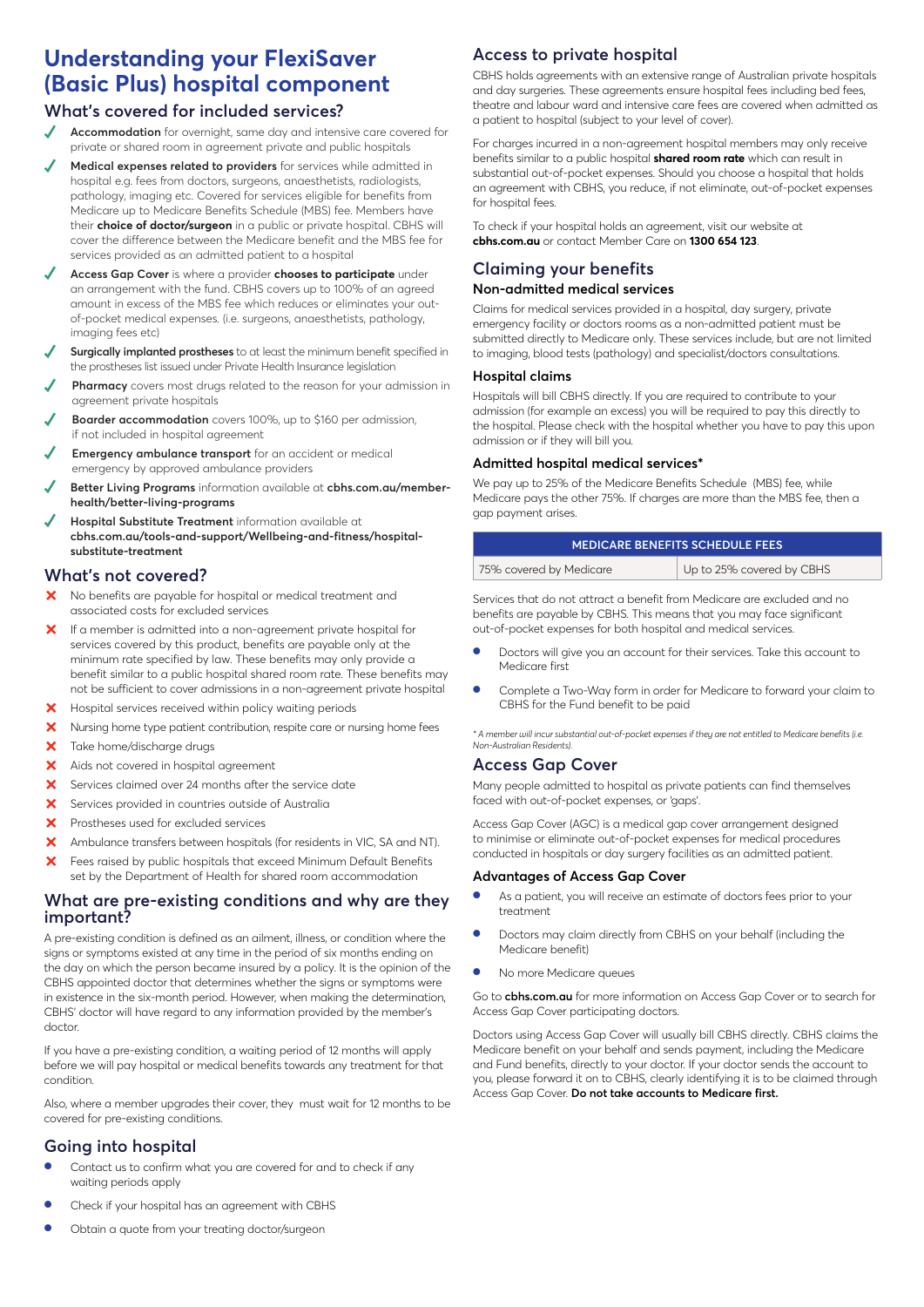# Understanding your FlexiSaver (Basic Plus) hospital component

## What's covered for included services?

- ✓ **Accommodation** for overnight, same day and intensive care covered for private or shared room in agreement private and public hospitals
- ✓ **Medical expenses related to providers** for services while admitted in hospital e.g. fees from doctors, surgeons, anaesthetists, radiologists, pathology, imaging etc. Covered for services eligible for benefits from Medicare up to Medicare Benefits Schedule (MBS) fee. Members have their **choice of doctor/surgeon** in a public or private hospital. CBHS will cover the difference between the Medicare benefit and the MBS fee for services provided as an admitted patient to a hospital
- ✓ **Access Gap Cover** is where a provider **chooses to participate** under an arrangement with the fund. CBHS covers up to 100% of an agreed amount in excess of the MBS fee which reduces or eliminates your out-of-pocket medical expenses. (i.e. surgeons, anaesthetists, pathology, imaging fees etc)
- ✓ **Surgically implanted prostheses** to at least the minimum benefit specified in the prostheses list issued under Private Health Insurance legislation
- ✓ **Pharmacy** covers most drugs related to the reason for your admission in agreement private hospitals
- ✓ **Boarder accommodation** covers 100%, up to $160 per admission, if not included in hospital agreement
- ✓ **Emergency ambulance transport** for an accident or medical emergency by approved ambulance providers
- ✓ **Better Living Programs** information available at **cbhs.com.au/member-health/better-living-programs**
- ✓ **Hospital Substitute Treatment** information available at **cbhs.com.au/tools-and-support/Wellbeing-and-fitness/hospital-substitute-treatment**

## What's not covered?

- ✗ No benefits are payable for hospital or medical treatment and associated costs for excluded services
- ✗ If a member is admitted into a non-agreement private hospital for services covered by this product, benefits are payable only at the minimum rate specified by law. These benefits may only provide a benefit similar to a public hospital shared room rate. These benefits may not be sufficient to cover admissions in a non-agreement private hospital
- ✗ Hospital services received within policy waiting periods
- ✗ Nursing home type patient contribution, respite care or nursing home fees
- ✗ Take home/discharge drugs
- ✗ Aids not covered in hospital agreement
- ✗ Services claimed over 24 months after the service date
- ✗ Services provided in countries outside of Australia
- ✗ Prostheses used for excluded services
- ✗ Ambulance transfers between hospitals (for residents in VIC, SA and NT).
- ✗ Fees raised by public hospitals that exceed Minimum Default Benefits set by the Department of Health for shared room accommodation

## What are pre-existing conditions and why are they important?

A pre-existing condition is defined as an ailment, illness, or condition where the signs or symptoms existed at any time in the period of six months ending on the day on which the person became insured by a policy. It is the opinion of the CBHS appointed doctor that determines whether the signs or symptoms were in existence in the six-month period. However, when making the determination, CBHS' doctor will have regard to any information provided by the member's doctor.

If you have a pre-existing condition, a waiting period of 12 months will apply before we will pay hospital or medical benefits towards any treatment for that condition.

Also, where a member upgrades their cover, they must wait for 12 months to be covered for pre-existing conditions.

## Going into hospital

- Contact us to confirm what you are covered for and to check if any waiting periods apply
- Check if your hospital has an agreement with CBHS
- Obtain a quote from your treating doctor/surgeon

## Access to private hospital

CBHS holds agreements with an extensive range of Australian private hospitals and day surgeries. These agreements ensure hospital fees including bed fees, theatre and labour ward and intensive care fees are covered when admitted as a patient to hospital (subject to your level of cover).

For charges incurred in a non-agreement hospital members may only receive benefits similar to a public hospital **shared room rate** which can result in substantial out-of-pocket expenses. Should you choose a hospital that holds an agreement with CBHS, you reduce, if not eliminate, out-of-pocket expenses for hospital fees.

To check if your hospital holds an agreement, visit our website at **cbhs.com.au** or contact Member Care on **1300 654 123**.

## Claiming your benefits

### Non-admitted medical services

Claims for medical services provided in a hospital, day surgery, private emergency facility or doctors rooms as a non-admitted patient must be submitted directly to Medicare only. These services include, but are not limited to imaging, blood tests (pathology) and specialist/doctors consultations.

### Hospital claims

Hospitals will bill CBHS directly. If you are required to contribute to your admission (for example an excess) you will be required to pay this directly to the hospital. Please check with the hospital whether you have to pay this upon admission or if they will bill you.

### Admitted hospital medical services*

We pay up to 25% of the Medicare Benefits Schedule (MBS) fee, while Medicare pays the other 75%. If charges are more than the MBS fee, then a gap payment arises.

| MEDICARE BENEFITS SCHEDULE FEES | |
|---|---|
| 75% covered by Medicare | Up to 25% covered by CBHS |

Services that do not attract a benefit from Medicare are excluded and no benefits are payable by CBHS. This means that you may face significant out-of-pocket expenses for both hospital and medical services.

- Doctors will give you an account for their services. Take this account to Medicare first
- Complete a Two-Way form in order for Medicare to forward your claim to CBHS for the Fund benefit to be paid

*\* A member will incur substantial out-of-pocket expenses if they are not entitled to Medicare benefits (i.e. Non-Australian Residents).*

## Access Gap Cover

Many people admitted to hospital as private patients can find themselves faced with out-of-pocket expenses, or 'gaps'.

Access Gap Cover (AGC) is a medical gap cover arrangement designed to minimise or eliminate out-of-pocket expenses for medical procedures conducted in hospitals or day surgery facilities as an admitted patient.

### Advantages of Access Gap Cover

- As a patient, you will receive an estimate of doctors fees prior to your treatment
- Doctors may claim directly from CBHS on your behalf (including the Medicare benefit)
- No more Medicare queues

Go to **cbhs.com.au** for more information on Access Gap Cover or to search for Access Gap Cover participating doctors.

Doctors using Access Gap Cover will usually bill CBHS directly. CBHS claims the Medicare benefit on your behalf and sends payment, including the Medicare and Fund benefits, directly to your doctor. If your doctor sends the account to you, please forward it on to CBHS, clearly identifying it is to be claimed through Access Gap Cover. **Do not take accounts to Medicare first.**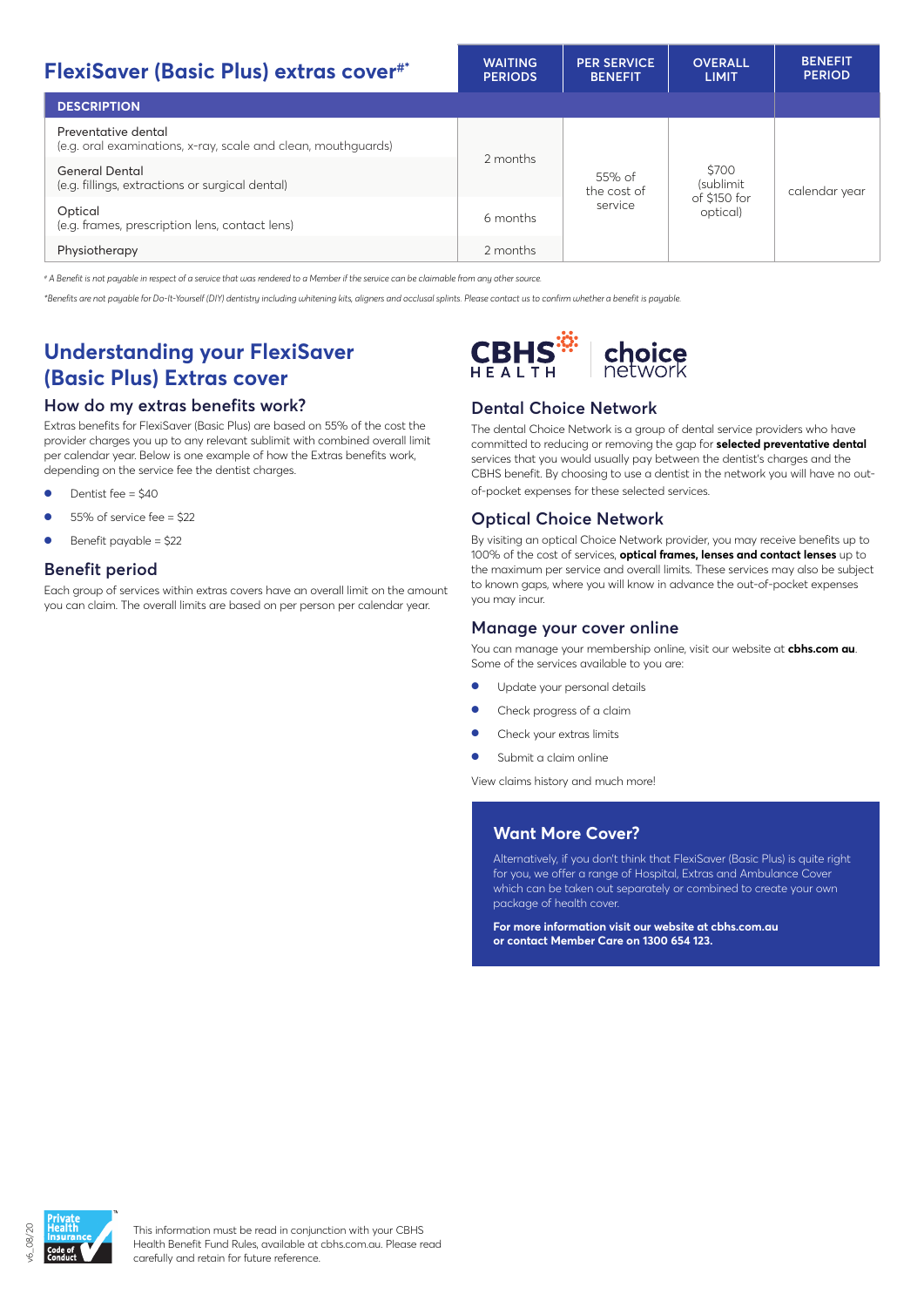| FlexiSaver (Basic Plus) extras cover[#*] | WAITING PERIODS | PER SERVICE BENEFIT | OVERALL LIMIT | BENEFIT PERIOD |
|---|---|---|---|---|
| **DESCRIPTION** | | | | |
| Preventative dental (e.g. oral examinations, x-ray, scale and clean, mouthguards) | 2 months | 55% of the cost of service | $700 (sublimit of $150 for optical) | calendar year |
| General Dental (e.g. fillings, extractions or surgical dental) | 2 months | 55% of the cost of service | $700 (sublimit of $150 for optical) | calendar year |
| Optical (e.g. frames, prescription lens, contact lens) | 6 months | 55% of the cost of service | $700 (sublimit of $150 for optical) | calendar year |
| Physiotherapy | 2 months | 55% of the cost of service | $700 (sublimit of $150 for optical) | calendar year |

*# A Benefit is not payable in respect of a service that was rendered to a Member if the service can be claimable from any other source.*

**Benefits are not payable for Do-It-Yourself (DIY) dentistry including whitening kits, aligners and occlusal splints. Please contact us to confirm whether a benefit is payable.*

## Understanding your FlexiSaver (Basic Plus) Extras cover

### How do my extras benefits work?

Extras benefits for FlexiSaver (Basic Plus) are based on 55% of the cost the provider charges you up to any relevant sublimit with combined overall limit per calendar year. Below is one example of how the Extras benefits work, depending on the service fee the dentist charges.

- Dentist fee = $40
- 55% of service fee = $22
- Benefit payable = $22

### Benefit period

Each group of services within extras covers have an overall limit on the amount you can claim. The overall limits are based on per person per calendar year.

CBHS HEALTH | choice network

### Dental Choice Network

The dental Choice Network is a group of dental service providers who have committed to reducing or removing the gap for **selected preventative dental** services that you would usually pay between the dentist's charges and the CBHS benefit. By choosing to use a dentist in the network you will have no out-of-pocket expenses for these selected services.

### Optical Choice Network

By visiting an optical Choice Network provider, you may receive benefits up to 100% of the cost of services, **optical frames, lenses and contact lenses** up to the maximum per service and overall limits. These services may also be subject to known gaps, where you will know in advance the out-of-pocket expenses you may incur.

### Manage your cover online

You can manage your membership online, visit our website at **cbhs.com au**. Some of the services available to you are:

- Update your personal details
- Check progress of a claim
- Check your extras limits
- Submit a claim online

View claims history and much more!

### Want More Cover?

Alternatively, if you don't think that FlexiSaver (Basic Plus) is quite right for you, we offer a range of Hospital, Extras and Ambulance Cover which can be taken out separately or combined to create your own package of health cover.

**For more information visit our website at cbhs.com.au or contact Member Care on 1300 654 123.**

This information must be read in conjunction with your CBHS Health Benefit Fund Rules, available at cbhs.com.au. Please read carefully and retain for future reference.